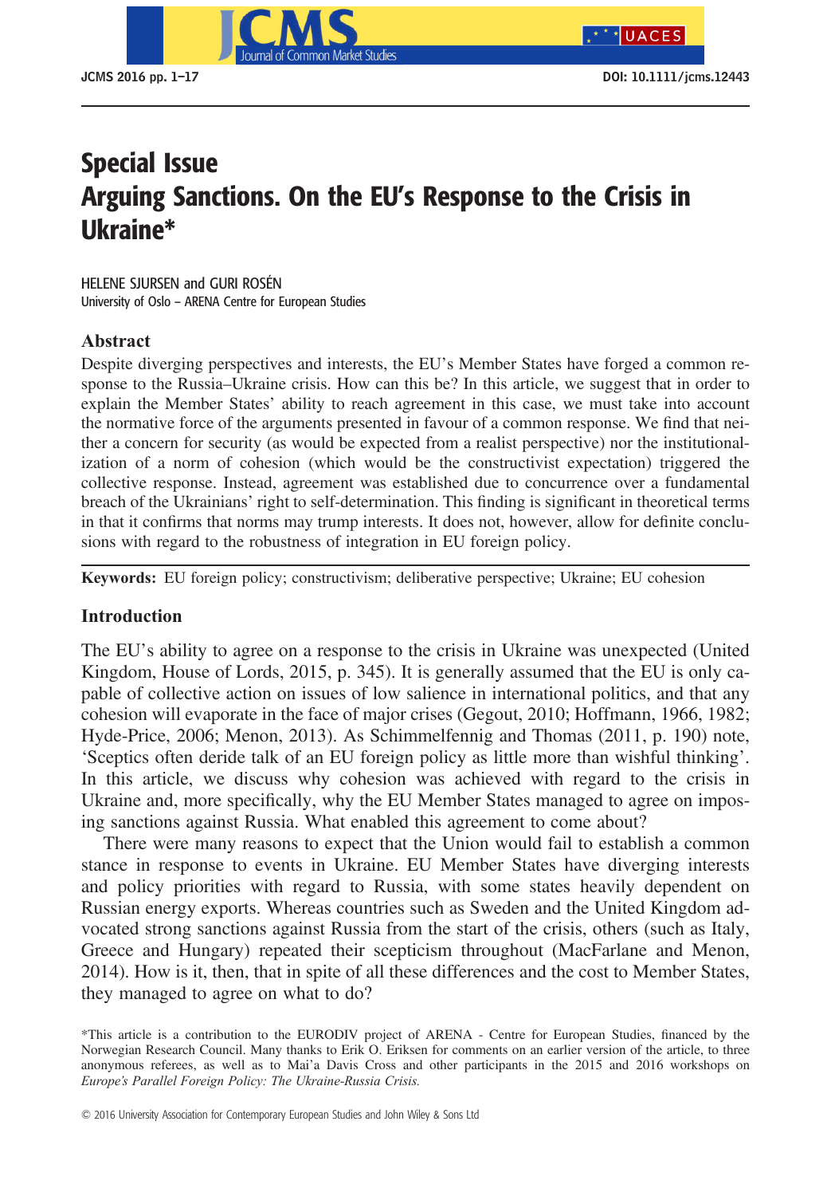# Special Issue

# Arguing Sanctions. On the EU's Response to the Crisis in Ukraine*

HELENE SJURSEN and GURI ROSÉN
University of Oslo – ARENA Centre for European Studies

## Abstract

Despite diverging perspectives and interests, the EU's Member States have forged a common response to the Russia–Ukraine crisis. How can this be? In this article, we suggest that in order to explain the Member States' ability to reach agreement in this case, we must take into account the normative force of the arguments presented in favour of a common response. We find that neither a concern for security (as would be expected from a realist perspective) nor the institutionalization of a norm of cohesion (which would be the constructivist expectation) triggered the collective response. Instead, agreement was established due to concurrence over a fundamental breach of the Ukrainians' right to self-determination. This finding is significant in theoretical terms in that it confirms that norms may trump interests. It does not, however, allow for definite conclusions with regard to the robustness of integration in EU foreign policy.

**Keywords:** EU foreign policy; constructivism; deliberative perspective; Ukraine; EU cohesion

## Introduction

The EU's ability to agree on a response to the crisis in Ukraine was unexpected (United Kingdom, House of Lords, 2015, p. 345). It is generally assumed that the EU is only capable of collective action on issues of low salience in international politics, and that any cohesion will evaporate in the face of major crises (Gegout, 2010; Hoffmann, 1966, 1982; Hyde-Price, 2006; Menon, 2013). As Schimmelfennig and Thomas (2011, p. 190) note, 'Sceptics often deride talk of an EU foreign policy as little more than wishful thinking'. In this article, we discuss why cohesion was achieved with regard to the crisis in Ukraine and, more specifically, why the EU Member States managed to agree on imposing sanctions against Russia. What enabled this agreement to come about?

There were many reasons to expect that the Union would fail to establish a common stance in response to events in Ukraine. EU Member States have diverging interests and policy priorities with regard to Russia, with some states heavily dependent on Russian energy exports. Whereas countries such as Sweden and the United Kingdom advocated strong sanctions against Russia from the start of the crisis, others (such as Italy, Greece and Hungary) repeated their scepticism throughout (MacFarlane and Menon, 2014). How is it, then, that in spite of all these differences and the cost to Member States, they managed to agree on what to do?

*This article is a contribution to the EURODIV project of ARENA - Centre for European Studies, financed by the Norwegian Research Council. Many thanks to Erik O. Eriksen for comments on an earlier version of the article, to three anonymous referees, as well as to Mai'a Davis Cross and other participants in the 2015 and 2016 workshops on *Europe's Parallel Foreign Policy: The Ukraine-Russia Crisis.*

© 2016 University Association for Contemporary European Studies and John Wiley & Sons Ltd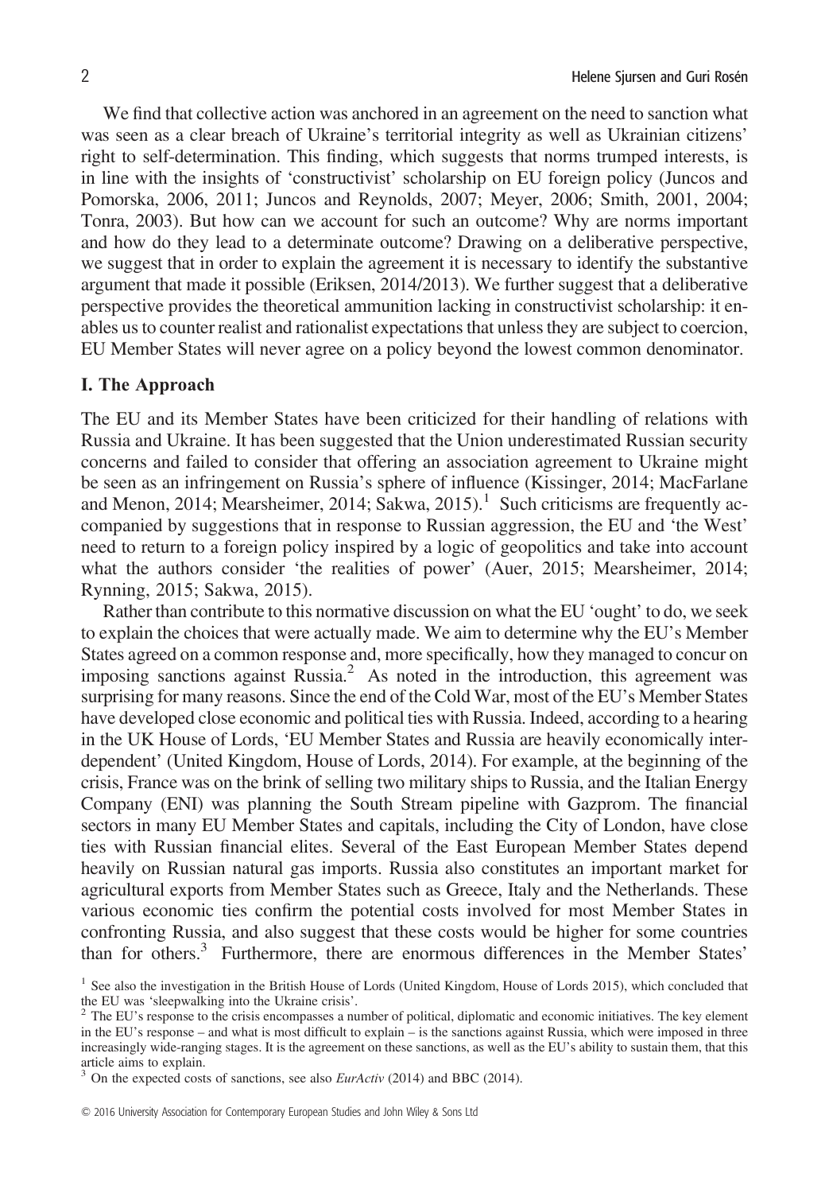We find that collective action was anchored in an agreement on the need to sanction what was seen as a clear breach of Ukraine's territorial integrity as well as Ukrainian citizens' right to self-determination. This finding, which suggests that norms trumped interests, is in line with the insights of 'constructivist' scholarship on EU foreign policy (Juncos and Pomorska, 2006, 2011; Juncos and Reynolds, 2007; Meyer, 2006; Smith, 2001, 2004; Tonra, 2003). But how can we account for such an outcome? Why are norms important and how do they lead to a determinate outcome? Drawing on a deliberative perspective, we suggest that in order to explain the agreement it is necessary to identify the substantive argument that made it possible (Eriksen, 2014/2013). We further suggest that a deliberative perspective provides the theoretical ammunition lacking in constructivist scholarship: it enables us to counter realist and rationalist expectations that unless they are subject to coercion, EU Member States will never agree on a policy beyond the lowest common denominator.

## I. The Approach

The EU and its Member States have been criticized for their handling of relations with Russia and Ukraine. It has been suggested that the Union underestimated Russian security concerns and failed to consider that offering an association agreement to Ukraine might be seen as an infringement on Russia's sphere of influence (Kissinger, 2014; MacFarlane and Menon, 2014; Mearsheimer, 2014; Sakwa, 2015).[1] Such criticisms are frequently accompanied by suggestions that in response to Russian aggression, the EU and 'the West' need to return to a foreign policy inspired by a logic of geopolitics and take into account what the authors consider 'the realities of power' (Auer, 2015; Mearsheimer, 2014; Rynning, 2015; Sakwa, 2015).

Rather than contribute to this normative discussion on what the EU 'ought' to do, we seek to explain the choices that were actually made. We aim to determine why the EU's Member States agreed on a common response and, more specifically, how they managed to concur on imposing sanctions against Russia.[2] As noted in the introduction, this agreement was surprising for many reasons. Since the end of the Cold War, most of the EU's Member States have developed close economic and political ties with Russia. Indeed, according to a hearing in the UK House of Lords, 'EU Member States and Russia are heavily economically interdependent' (United Kingdom, House of Lords, 2014). For example, at the beginning of the crisis, France was on the brink of selling two military ships to Russia, and the Italian Energy Company (ENI) was planning the South Stream pipeline with Gazprom. The financial sectors in many EU Member States and capitals, including the City of London, have close ties with Russian financial elites. Several of the East European Member States depend heavily on Russian natural gas imports. Russia also constitutes an important market for agricultural exports from Member States such as Greece, Italy and the Netherlands. These various economic ties confirm the potential costs involved for most Member States in confronting Russia, and also suggest that these costs would be higher for some countries than for others.[3] Furthermore, there are enormous differences in the Member States'

[1] See also the investigation in the British House of Lords (United Kingdom, House of Lords 2015), which concluded that the EU was 'sleepwalking into the Ukraine crisis'.

[2] The EU's response to the crisis encompasses a number of political, diplomatic and economic initiatives. The key element in the EU's response – and what is most difficult to explain – is the sanctions against Russia, which were imposed in three increasingly wide-ranging stages. It is the agreement on these sanctions, as well as the EU's ability to sustain them, that this article aims to explain.

[3] On the expected costs of sanctions, see also *EurActiv* (2014) and BBC (2014).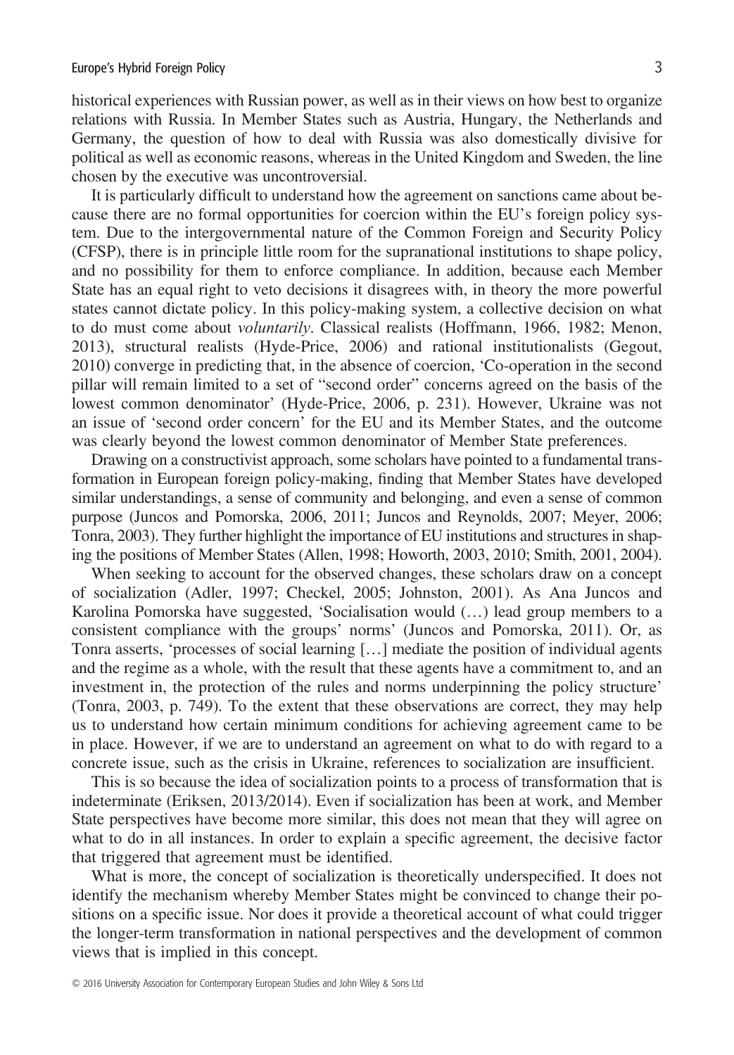historical experiences with Russian power, as well as in their views on how best to organize relations with Russia. In Member States such as Austria, Hungary, the Netherlands and Germany, the question of how to deal with Russia was also domestically divisive for political as well as economic reasons, whereas in the United Kingdom and Sweden, the line chosen by the executive was uncontroversial.

It is particularly difficult to understand how the agreement on sanctions came about because there are no formal opportunities for coercion within the EU's foreign policy system. Due to the intergovernmental nature of the Common Foreign and Security Policy (CFSP), there is in principle little room for the supranational institutions to shape policy, and no possibility for them to enforce compliance. In addition, because each Member State has an equal right to veto decisions it disagrees with, in theory the more powerful states cannot dictate policy. In this policy-making system, a collective decision on what to do must come about *voluntarily*. Classical realists (Hoffmann, 1966, 1982; Menon, 2013), structural realists (Hyde-Price, 2006) and rational institutionalists (Gegout, 2010) converge in predicting that, in the absence of coercion, 'Co-operation in the second pillar will remain limited to a set of "second order" concerns agreed on the basis of the lowest common denominator' (Hyde-Price, 2006, p. 231). However, Ukraine was not an issue of 'second order concern' for the EU and its Member States, and the outcome was clearly beyond the lowest common denominator of Member State preferences.

Drawing on a constructivist approach, some scholars have pointed to a fundamental transformation in European foreign policy-making, finding that Member States have developed similar understandings, a sense of community and belonging, and even a sense of common purpose (Juncos and Pomorska, 2006, 2011; Juncos and Reynolds, 2007; Meyer, 2006; Tonra, 2003). They further highlight the importance of EU institutions and structures in shaping the positions of Member States (Allen, 1998; Howorth, 2003, 2010; Smith, 2001, 2004).

When seeking to account for the observed changes, these scholars draw on a concept of socialization (Adler, 1997; Checkel, 2005; Johnston, 2001). As Ana Juncos and Karolina Pomorska have suggested, 'Socialisation would (…) lead group members to a consistent compliance with the groups' norms' (Juncos and Pomorska, 2011). Or, as Tonra asserts, 'processes of social learning […] mediate the position of individual agents and the regime as a whole, with the result that these agents have a commitment to, and an investment in, the protection of the rules and norms underpinning the policy structure' (Tonra, 2003, p. 749). To the extent that these observations are correct, they may help us to understand how certain minimum conditions for achieving agreement came to be in place. However, if we are to understand an agreement on what to do with regard to a concrete issue, such as the crisis in Ukraine, references to socialization are insufficient.

This is so because the idea of socialization points to a process of transformation that is indeterminate (Eriksen, 2013/2014). Even if socialization has been at work, and Member State perspectives have become more similar, this does not mean that they will agree on what to do in all instances. In order to explain a specific agreement, the decisive factor that triggered that agreement must be identified.

What is more, the concept of socialization is theoretically underspecified. It does not identify the mechanism whereby Member States might be convinced to change their positions on a specific issue. Nor does it provide a theoretical account of what could trigger the longer-term transformation in national perspectives and the development of common views that is implied in this concept.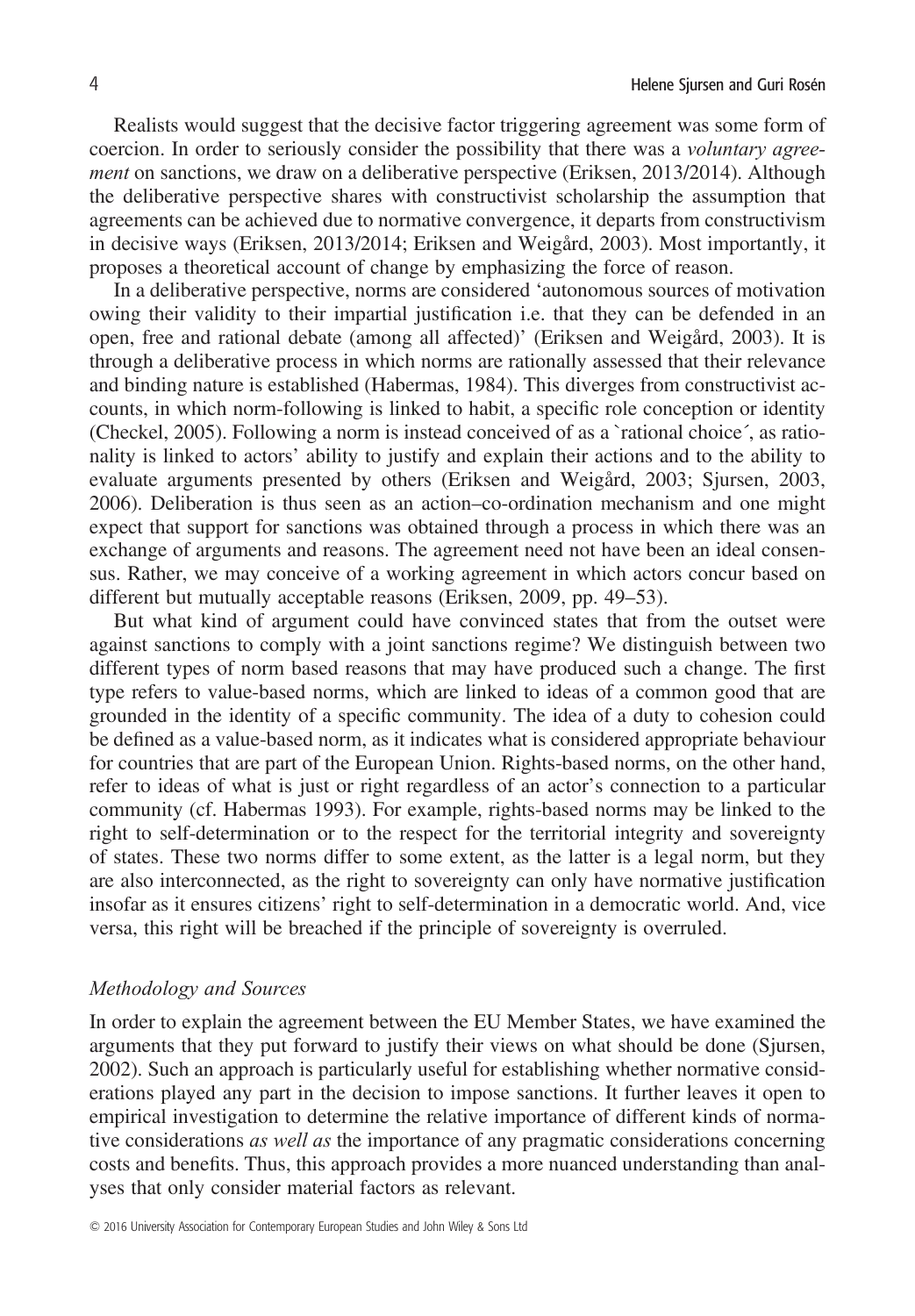Realists would suggest that the decisive factor triggering agreement was some form of coercion. In order to seriously consider the possibility that there was a *voluntary agreement* on sanctions, we draw on a deliberative perspective (Eriksen, 2013/2014). Although the deliberative perspective shares with constructivist scholarship the assumption that agreements can be achieved due to normative convergence, it departs from constructivism in decisive ways (Eriksen, 2013/2014; Eriksen and Weigård, 2003). Most importantly, it proposes a theoretical account of change by emphasizing the force of reason.

In a deliberative perspective, norms are considered 'autonomous sources of motivation owing their validity to their impartial justification i.e. that they can be defended in an open, free and rational debate (among all affected)' (Eriksen and Weigård, 2003). It is through a deliberative process in which norms are rationally assessed that their relevance and binding nature is established (Habermas, 1984). This diverges from constructivist accounts, in which norm-following is linked to habit, a specific role conception or identity (Checkel, 2005). Following a norm is instead conceived of as a `rational choice´, as rationality is linked to actors' ability to justify and explain their actions and to the ability to evaluate arguments presented by others (Eriksen and Weigård, 2003; Sjursen, 2003, 2006). Deliberation is thus seen as an action–co-ordination mechanism and one might expect that support for sanctions was obtained through a process in which there was an exchange of arguments and reasons. The agreement need not have been an ideal consensus. Rather, we may conceive of a working agreement in which actors concur based on different but mutually acceptable reasons (Eriksen, 2009, pp. 49–53).

But what kind of argument could have convinced states that from the outset were against sanctions to comply with a joint sanctions regime? We distinguish between two different types of norm based reasons that may have produced such a change. The first type refers to value-based norms, which are linked to ideas of a common good that are grounded in the identity of a specific community. The idea of a duty to cohesion could be defined as a value-based norm, as it indicates what is considered appropriate behaviour for countries that are part of the European Union. Rights-based norms, on the other hand, refer to ideas of what is just or right regardless of an actor's connection to a particular community (cf. Habermas 1993). For example, rights-based norms may be linked to the right to self-determination or to the respect for the territorial integrity and sovereignty of states. These two norms differ to some extent, as the latter is a legal norm, but they are also interconnected, as the right to sovereignty can only have normative justification insofar as it ensures citizens' right to self-determination in a democratic world. And, vice versa, this right will be breached if the principle of sovereignty is overruled.

### *Methodology and Sources*

In order to explain the agreement between the EU Member States, we have examined the arguments that they put forward to justify their views on what should be done (Sjursen, 2002). Such an approach is particularly useful for establishing whether normative considerations played any part in the decision to impose sanctions. It further leaves it open to empirical investigation to determine the relative importance of different kinds of normative considerations *as well as* the importance of any pragmatic considerations concerning costs and benefits. Thus, this approach provides a more nuanced understanding than analyses that only consider material factors as relevant.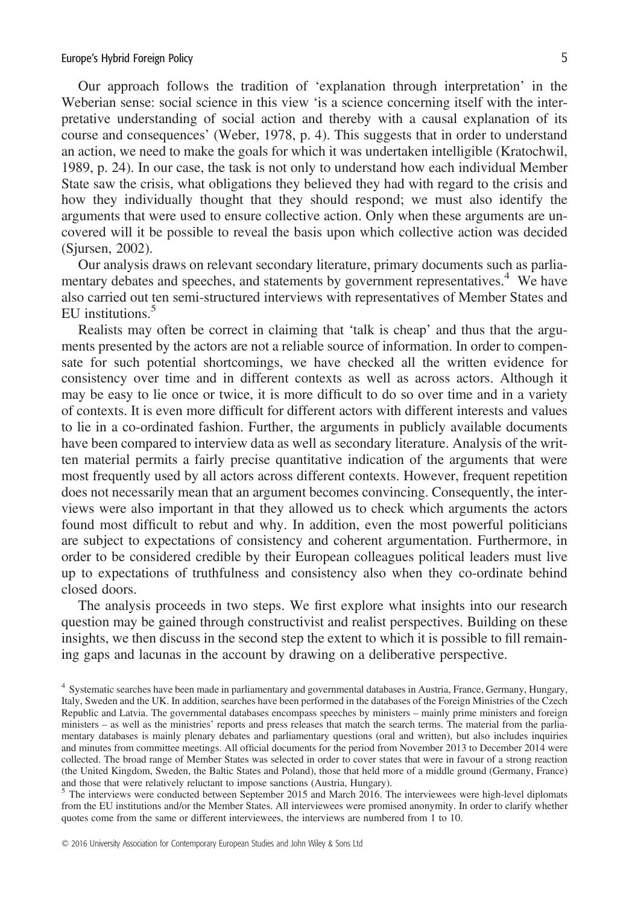Our approach follows the tradition of 'explanation through interpretation' in the Weberian sense: social science in this view 'is a science concerning itself with the interpretative understanding of social action and thereby with a causal explanation of its course and consequences' (Weber, 1978, p. 4). This suggests that in order to understand an action, we need to make the goals for which it was undertaken intelligible (Kratochwil, 1989, p. 24). In our case, the task is not only to understand how each individual Member State saw the crisis, what obligations they believed they had with regard to the crisis and how they individually thought that they should respond; we must also identify the arguments that were used to ensure collective action. Only when these arguments are uncovered will it be possible to reveal the basis upon which collective action was decided (Sjursen, 2002).

Our analysis draws on relevant secondary literature, primary documents such as parliamentary debates and speeches, and statements by government representatives.[4] We have also carried out ten semi-structured interviews with representatives of Member States and EU institutions.[5]

Realists may often be correct in claiming that 'talk is cheap' and thus that the arguments presented by the actors are not a reliable source of information. In order to compensate for such potential shortcomings, we have checked all the written evidence for consistency over time and in different contexts as well as across actors. Although it may be easy to lie once or twice, it is more difficult to do so over time and in a variety of contexts. It is even more difficult for different actors with different interests and values to lie in a co-ordinated fashion. Further, the arguments in publicly available documents have been compared to interview data as well as secondary literature. Analysis of the written material permits a fairly precise quantitative indication of the arguments that were most frequently used by all actors across different contexts. However, frequent repetition does not necessarily mean that an argument becomes convincing. Consequently, the interviews were also important in that they allowed us to check which arguments the actors found most difficult to rebut and why. In addition, even the most powerful politicians are subject to expectations of consistency and coherent argumentation. Furthermore, in order to be considered credible by their European colleagues political leaders must live up to expectations of truthfulness and consistency also when they co-ordinate behind closed doors.

The analysis proceeds in two steps. We first explore what insights into our research question may be gained through constructivist and realist perspectives. Building on these insights, we then discuss in the second step the extent to which it is possible to fill remaining gaps and lacunas in the account by drawing on a deliberative perspective.

---

[4] Systematic searches have been made in parliamentary and governmental databases in Austria, France, Germany, Hungary, Italy, Sweden and the UK. In addition, searches have been performed in the databases of the Foreign Ministries of the Czech Republic and Latvia. The governmental databases encompass speeches by ministers – mainly prime ministers and foreign ministers – as well as the ministries' reports and press releases that match the search terms. The material from the parliamentary databases is mainly plenary debates and parliamentary questions (oral and written), but also includes inquiries and minutes from committee meetings. All official documents for the period from November 2013 to December 2014 were collected. The broad range of Member States was selected in order to cover states that were in favour of a strong reaction (the United Kingdom, Sweden, the Baltic States and Poland), those that held more of a middle ground (Germany, France) and those that were relatively reluctant to impose sanctions (Austria, Hungary).

[5] The interviews were conducted between September 2015 and March 2016. The interviewees were high-level diplomats from the EU institutions and/or the Member States. All interviewees were promised anonymity. In order to clarify whether quotes come from the same or different interviewees, the interviews are numbered from 1 to 10.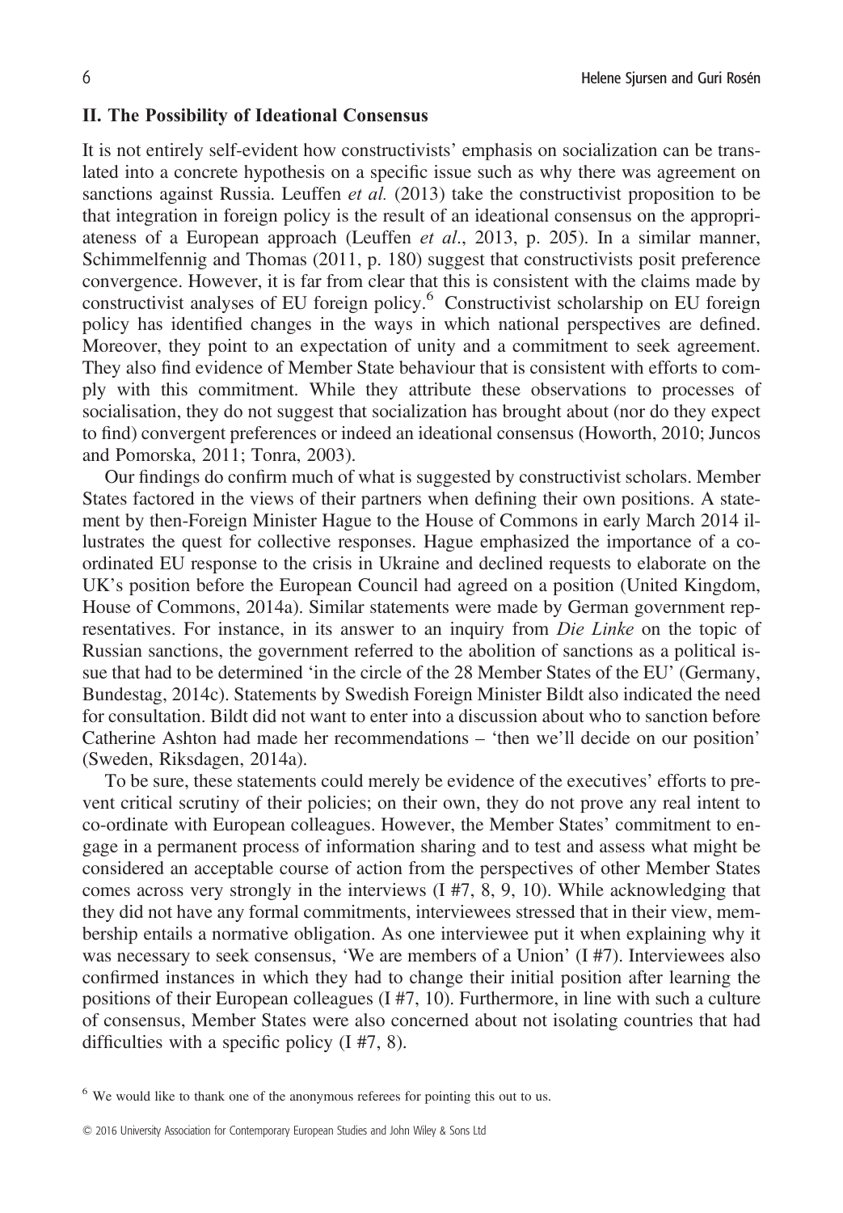## II. The Possibility of Ideational Consensus

It is not entirely self-evident how constructivists' emphasis on socialization can be translated into a concrete hypothesis on a specific issue such as why there was agreement on sanctions against Russia. Leuffen *et al.* (2013) take the constructivist proposition to be that integration in foreign policy is the result of an ideational consensus on the appropriateness of a European approach (Leuffen *et al*., 2013, p. 205). In a similar manner, Schimmelfennig and Thomas (2011, p. 180) suggest that constructivists posit preference convergence. However, it is far from clear that this is consistent with the claims made by constructivist analyses of EU foreign policy.[6] Constructivist scholarship on EU foreign policy has identified changes in the ways in which national perspectives are defined. Moreover, they point to an expectation of unity and a commitment to seek agreement. They also find evidence of Member State behaviour that is consistent with efforts to comply with this commitment. While they attribute these observations to processes of socialisation, they do not suggest that socialization has brought about (nor do they expect to find) convergent preferences or indeed an ideational consensus (Howorth, 2010; Juncos and Pomorska, 2011; Tonra, 2003).

Our findings do confirm much of what is suggested by constructivist scholars. Member States factored in the views of their partners when defining their own positions. A statement by then-Foreign Minister Hague to the House of Commons in early March 2014 illustrates the quest for collective responses. Hague emphasized the importance of a co-ordinated EU response to the crisis in Ukraine and declined requests to elaborate on the UK's position before the European Council had agreed on a position (United Kingdom, House of Commons, 2014a). Similar statements were made by German government representatives. For instance, in its answer to an inquiry from *Die Linke* on the topic of Russian sanctions, the government referred to the abolition of sanctions as a political issue that had to be determined 'in the circle of the 28 Member States of the EU' (Germany, Bundestag, 2014c). Statements by Swedish Foreign Minister Bildt also indicated the need for consultation. Bildt did not want to enter into a discussion about who to sanction before Catherine Ashton had made her recommendations – 'then we'll decide on our position' (Sweden, Riksdagen, 2014a).

To be sure, these statements could merely be evidence of the executives' efforts to prevent critical scrutiny of their policies; on their own, they do not prove any real intent to co-ordinate with European colleagues. However, the Member States' commitment to engage in a permanent process of information sharing and to test and assess what might be considered an acceptable course of action from the perspectives of other Member States comes across very strongly in the interviews (I #7, 8, 9, 10). While acknowledging that they did not have any formal commitments, interviewees stressed that in their view, membership entails a normative obligation. As one interviewee put it when explaining why it was necessary to seek consensus, 'We are members of a Union' (I #7). Interviewees also confirmed instances in which they had to change their initial position after learning the positions of their European colleagues (I #7, 10). Furthermore, in line with such a culture of consensus, Member States were also concerned about not isolating countries that had difficulties with a specific policy (I #7, 8).

[6] We would like to thank one of the anonymous referees for pointing this out to us.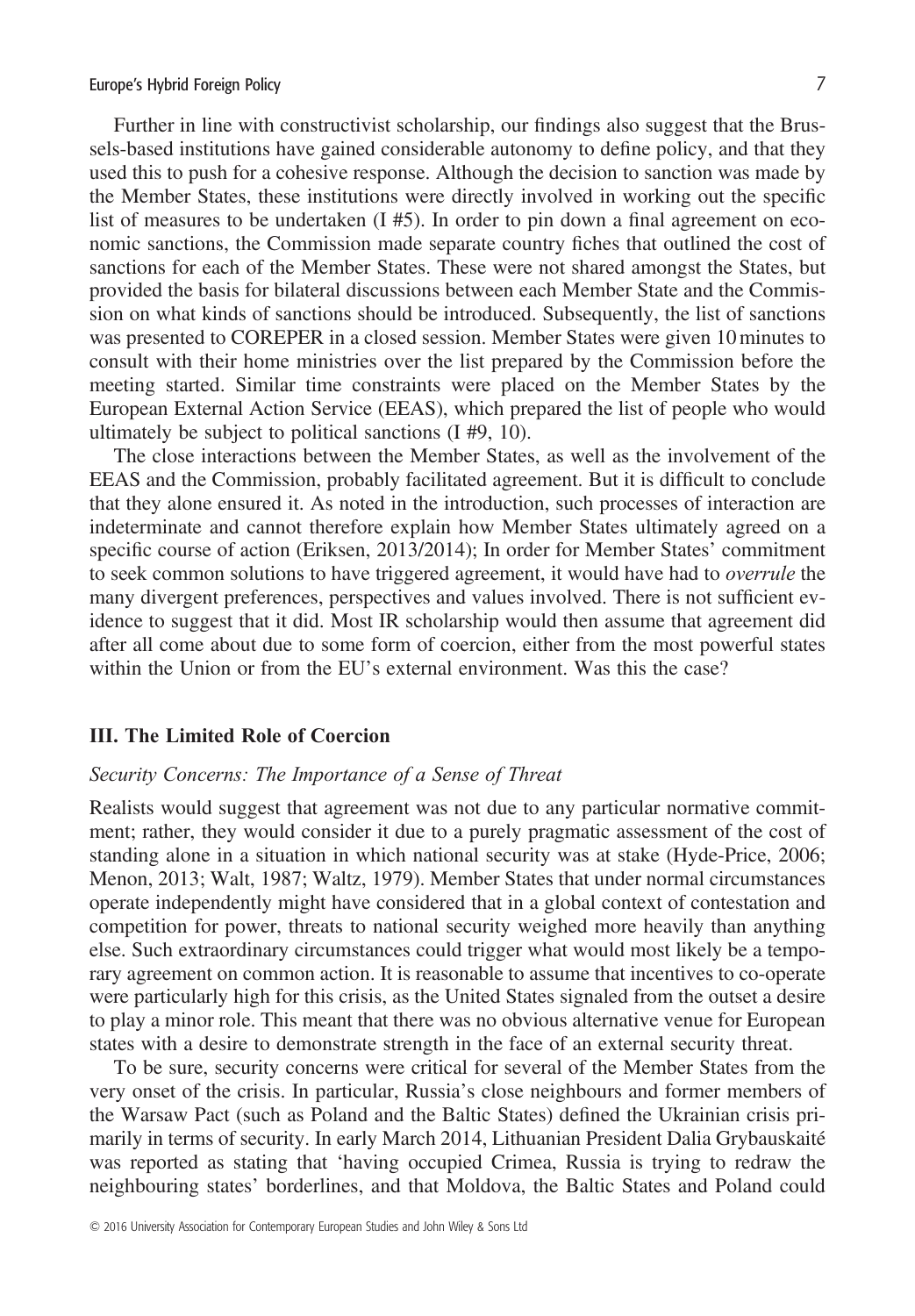Further in line with constructivist scholarship, our findings also suggest that the Brussels-based institutions have gained considerable autonomy to define policy, and that they used this to push for a cohesive response. Although the decision to sanction was made by the Member States, these institutions were directly involved in working out the specific list of measures to be undertaken (I #5). In order to pin down a final agreement on economic sanctions, the Commission made separate country fiches that outlined the cost of sanctions for each of the Member States. These were not shared amongst the States, but provided the basis for bilateral discussions between each Member State and the Commission on what kinds of sanctions should be introduced. Subsequently, the list of sanctions was presented to COREPER in a closed session. Member States were given 10 minutes to consult with their home ministries over the list prepared by the Commission before the meeting started. Similar time constraints were placed on the Member States by the European External Action Service (EEAS), which prepared the list of people who would ultimately be subject to political sanctions (I #9, 10).

The close interactions between the Member States, as well as the involvement of the EEAS and the Commission, probably facilitated agreement. But it is difficult to conclude that they alone ensured it. As noted in the introduction, such processes of interaction are indeterminate and cannot therefore explain how Member States ultimately agreed on a specific course of action (Eriksen, 2013/2014); In order for Member States' commitment to seek common solutions to have triggered agreement, it would have had to *overrule* the many divergent preferences, perspectives and values involved. There is not sufficient evidence to suggest that it did. Most IR scholarship would then assume that agreement did after all come about due to some form of coercion, either from the most powerful states within the Union or from the EU's external environment. Was this the case?

## III. The Limited Role of Coercion

### *Security Concerns: The Importance of a Sense of Threat*

Realists would suggest that agreement was not due to any particular normative commitment; rather, they would consider it due to a purely pragmatic assessment of the cost of standing alone in a situation in which national security was at stake (Hyde-Price, 2006; Menon, 2013; Walt, 1987; Waltz, 1979). Member States that under normal circumstances operate independently might have considered that in a global context of contestation and competition for power, threats to national security weighed more heavily than anything else. Such extraordinary circumstances could trigger what would most likely be a temporary agreement on common action. It is reasonable to assume that incentives to co-operate were particularly high for this crisis, as the United States signaled from the outset a desire to play a minor role. This meant that there was no obvious alternative venue for European states with a desire to demonstrate strength in the face of an external security threat.

To be sure, security concerns were critical for several of the Member States from the very onset of the crisis. In particular, Russia's close neighbours and former members of the Warsaw Pact (such as Poland and the Baltic States) defined the Ukrainian crisis primarily in terms of security. In early March 2014, Lithuanian President Dalia Grybauskaité was reported as stating that 'having occupied Crimea, Russia is trying to redraw the neighbouring states' borderlines, and that Moldova, the Baltic States and Poland could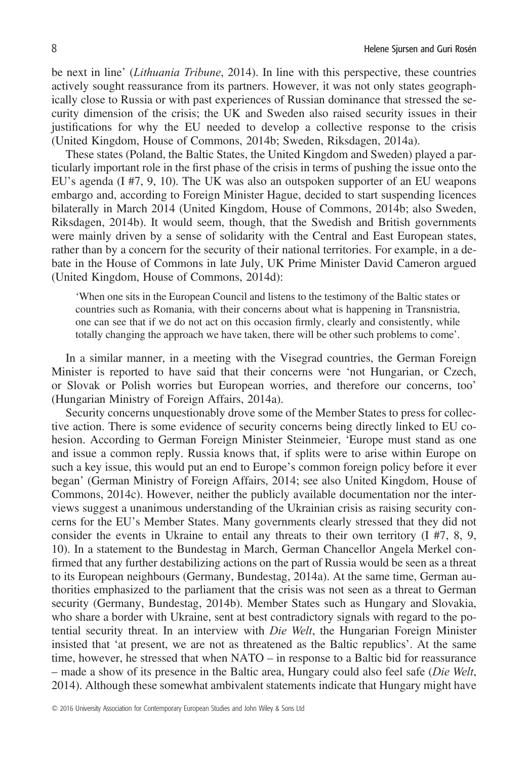be next in line' (*Lithuania Tribune*, 2014). In line with this perspective, these countries actively sought reassurance from its partners. However, it was not only states geographically close to Russia or with past experiences of Russian dominance that stressed the security dimension of the crisis; the UK and Sweden also raised security issues in their justifications for why the EU needed to develop a collective response to the crisis (United Kingdom, House of Commons, 2014b; Sweden, Riksdagen, 2014a).

These states (Poland, the Baltic States, the United Kingdom and Sweden) played a particularly important role in the first phase of the crisis in terms of pushing the issue onto the EU's agenda (I #7, 9, 10). The UK was also an outspoken supporter of an EU weapons embargo and, according to Foreign Minister Hague, decided to start suspending licences bilaterally in March 2014 (United Kingdom, House of Commons, 2014b; also Sweden, Riksdagen, 2014b). It would seem, though, that the Swedish and British governments were mainly driven by a sense of solidarity with the Central and East European states, rather than by a concern for the security of their national territories. For example, in a debate in the House of Commons in late July, UK Prime Minister David Cameron argued (United Kingdom, House of Commons, 2014d):

> 'When one sits in the European Council and listens to the testimony of the Baltic states or countries such as Romania, with their concerns about what is happening in Transnistria, one can see that if we do not act on this occasion firmly, clearly and consistently, while totally changing the approach we have taken, there will be other such problems to come'.

In a similar manner, in a meeting with the Visegrad countries, the German Foreign Minister is reported to have said that their concerns were 'not Hungarian, or Czech, or Slovak or Polish worries but European worries, and therefore our concerns, too' (Hungarian Ministry of Foreign Affairs, 2014a).

Security concerns unquestionably drove some of the Member States to press for collective action. There is some evidence of security concerns being directly linked to EU cohesion. According to German Foreign Minister Steinmeier, 'Europe must stand as one and issue a common reply. Russia knows that, if splits were to arise within Europe on such a key issue, this would put an end to Europe's common foreign policy before it ever began' (German Ministry of Foreign Affairs, 2014; see also United Kingdom, House of Commons, 2014c). However, neither the publicly available documentation nor the interviews suggest a unanimous understanding of the Ukrainian crisis as raising security concerns for the EU's Member States. Many governments clearly stressed that they did not consider the events in Ukraine to entail any threats to their own territory (I #7, 8, 9, 10). In a statement to the Bundestag in March, German Chancellor Angela Merkel confirmed that any further destabilizing actions on the part of Russia would be seen as a threat to its European neighbours (Germany, Bundestag, 2014a). At the same time, German authorities emphasized to the parliament that the crisis was not seen as a threat to German security (Germany, Bundestag, 2014b). Member States such as Hungary and Slovakia, who share a border with Ukraine, sent at best contradictory signals with regard to the potential security threat. In an interview with *Die Welt*, the Hungarian Foreign Minister insisted that 'at present, we are not as threatened as the Baltic republics'. At the same time, however, he stressed that when NATO – in response to a Baltic bid for reassurance – made a show of its presence in the Baltic area, Hungary could also feel safe (*Die Welt*, 2014). Although these somewhat ambivalent statements indicate that Hungary might have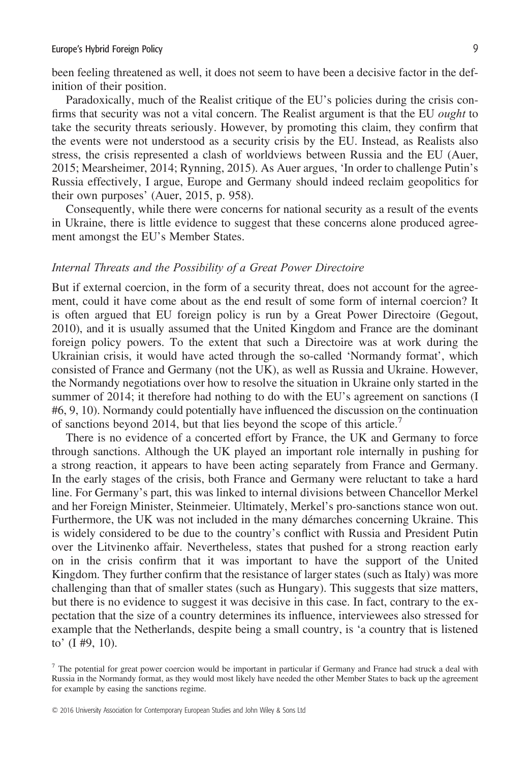been feeling threatened as well, it does not seem to have been a decisive factor in the definition of their position.

Paradoxically, much of the Realist critique of the EU's policies during the crisis confirms that security was not a vital concern. The Realist argument is that the EU *ought* to take the security threats seriously. However, by promoting this claim, they confirm that the events were not understood as a security crisis by the EU. Instead, as Realists also stress, the crisis represented a clash of worldviews between Russia and the EU (Auer, 2015; Mearsheimer, 2014; Rynning, 2015). As Auer argues, 'In order to challenge Putin's Russia effectively, I argue, Europe and Germany should indeed reclaim geopolitics for their own purposes' (Auer, 2015, p. 958).

Consequently, while there were concerns for national security as a result of the events in Ukraine, there is little evidence to suggest that these concerns alone produced agreement amongst the EU's Member States.

### *Internal Threats and the Possibility of a Great Power Directoire*

But if external coercion, in the form of a security threat, does not account for the agreement, could it have come about as the end result of some form of internal coercion? It is often argued that EU foreign policy is run by a Great Power Directoire (Gegout, 2010), and it is usually assumed that the United Kingdom and France are the dominant foreign policy powers. To the extent that such a Directoire was at work during the Ukrainian crisis, it would have acted through the so-called 'Normandy format', which consisted of France and Germany (not the UK), as well as Russia and Ukraine. However, the Normandy negotiations over how to resolve the situation in Ukraine only started in the summer of 2014; it therefore had nothing to do with the EU's agreement on sanctions (I #6, 9, 10). Normandy could potentially have influenced the discussion on the continuation of sanctions beyond 2014, but that lies beyond the scope of this article.[7]

There is no evidence of a concerted effort by France, the UK and Germany to force through sanctions. Although the UK played an important role internally in pushing for a strong reaction, it appears to have been acting separately from France and Germany. In the early stages of the crisis, both France and Germany were reluctant to take a hard line. For Germany's part, this was linked to internal divisions between Chancellor Merkel and her Foreign Minister, Steinmeier. Ultimately, Merkel's pro-sanctions stance won out. Furthermore, the UK was not included in the many démarches concerning Ukraine. This is widely considered to be due to the country's conflict with Russia and President Putin over the Litvinenko affair. Nevertheless, states that pushed for a strong reaction early on in the crisis confirm that it was important to have the support of the United Kingdom. They further confirm that the resistance of larger states (such as Italy) was more challenging than that of smaller states (such as Hungary). This suggests that size matters, but there is no evidence to suggest it was decisive in this case. In fact, contrary to the expectation that the size of a country determines its influence, interviewees also stressed for example that the Netherlands, despite being a small country, is 'a country that is listened to' (I #9, 10).

[7] The potential for great power coercion would be important in particular if Germany and France had struck a deal with Russia in the Normandy format, as they would most likely have needed the other Member States to back up the agreement for example by easing the sanctions regime.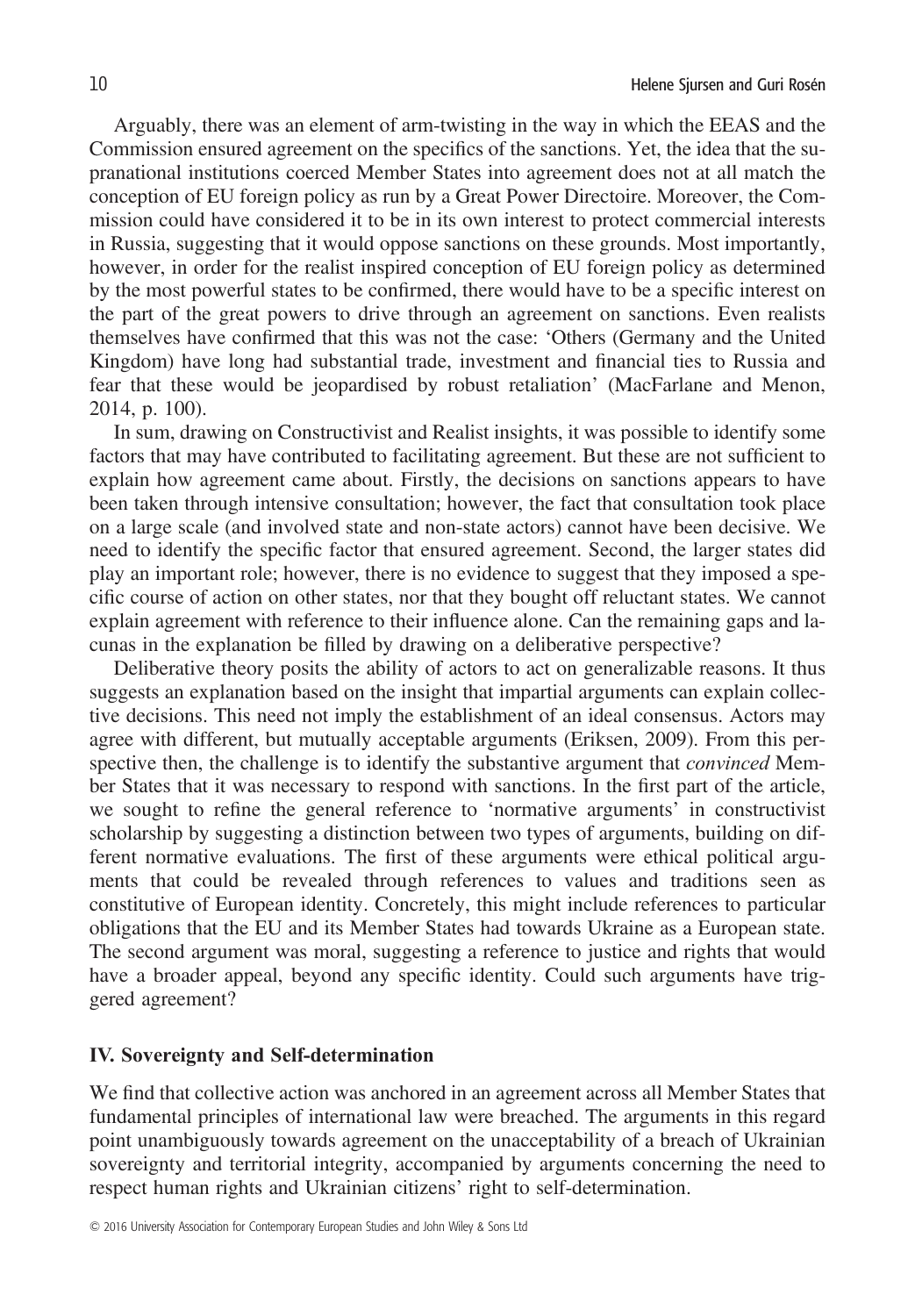Arguably, there was an element of arm-twisting in the way in which the EEAS and the Commission ensured agreement on the specifics of the sanctions. Yet, the idea that the supranational institutions coerced Member States into agreement does not at all match the conception of EU foreign policy as run by a Great Power Directoire. Moreover, the Commission could have considered it to be in its own interest to protect commercial interests in Russia, suggesting that it would oppose sanctions on these grounds. Most importantly, however, in order for the realist inspired conception of EU foreign policy as determined by the most powerful states to be confirmed, there would have to be a specific interest on the part of the great powers to drive through an agreement on sanctions. Even realists themselves have confirmed that this was not the case: 'Others (Germany and the United Kingdom) have long had substantial trade, investment and financial ties to Russia and fear that these would be jeopardised by robust retaliation' (MacFarlane and Menon, 2014, p. 100).

In sum, drawing on Constructivist and Realist insights, it was possible to identify some factors that may have contributed to facilitating agreement. But these are not sufficient to explain how agreement came about. Firstly, the decisions on sanctions appears to have been taken through intensive consultation; however, the fact that consultation took place on a large scale (and involved state and non-state actors) cannot have been decisive. We need to identify the specific factor that ensured agreement. Second, the larger states did play an important role; however, there is no evidence to suggest that they imposed a specific course of action on other states, nor that they bought off reluctant states. We cannot explain agreement with reference to their influence alone. Can the remaining gaps and lacunas in the explanation be filled by drawing on a deliberative perspective?

Deliberative theory posits the ability of actors to act on generalizable reasons. It thus suggests an explanation based on the insight that impartial arguments can explain collective decisions. This need not imply the establishment of an ideal consensus. Actors may agree with different, but mutually acceptable arguments (Eriksen, 2009). From this perspective then, the challenge is to identify the substantive argument that *convinced* Member States that it was necessary to respond with sanctions. In the first part of the article, we sought to refine the general reference to 'normative arguments' in constructivist scholarship by suggesting a distinction between two types of arguments, building on different normative evaluations. The first of these arguments were ethical political arguments that could be revealed through references to values and traditions seen as constitutive of European identity. Concretely, this might include references to particular obligations that the EU and its Member States had towards Ukraine as a European state. The second argument was moral, suggesting a reference to justice and rights that would have a broader appeal, beyond any specific identity. Could such arguments have triggered agreement?

## IV. Sovereignty and Self-determination

We find that collective action was anchored in an agreement across all Member States that fundamental principles of international law were breached. The arguments in this regard point unambiguously towards agreement on the unacceptability of a breach of Ukrainian sovereignty and territorial integrity, accompanied by arguments concerning the need to respect human rights and Ukrainian citizens' right to self-determination.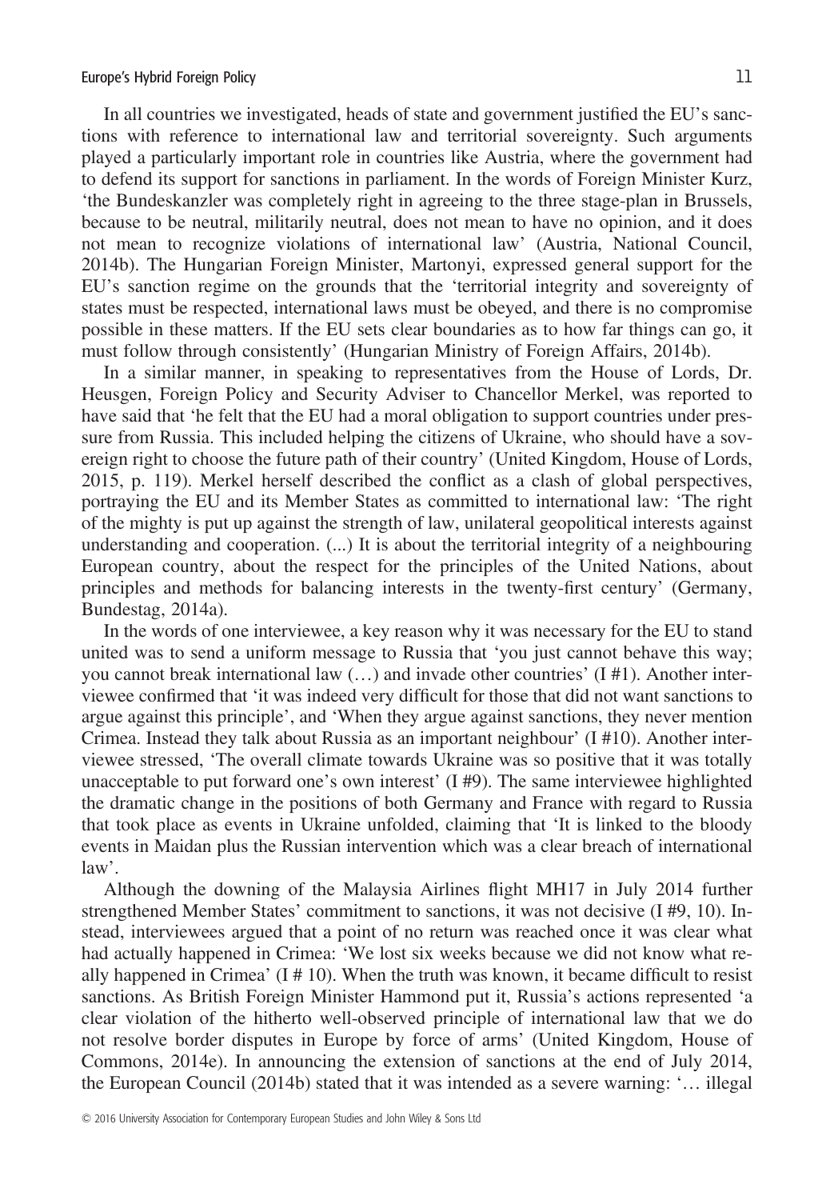In all countries we investigated, heads of state and government justified the EU's sanctions with reference to international law and territorial sovereignty. Such arguments played a particularly important role in countries like Austria, where the government had to defend its support for sanctions in parliament. In the words of Foreign Minister Kurz, 'the Bundeskanzler was completely right in agreeing to the three stage-plan in Brussels, because to be neutral, militarily neutral, does not mean to have no opinion, and it does not mean to recognize violations of international law' (Austria, National Council, 2014b). The Hungarian Foreign Minister, Martonyi, expressed general support for the EU's sanction regime on the grounds that the 'territorial integrity and sovereignty of states must be respected, international laws must be obeyed, and there is no compromise possible in these matters. If the EU sets clear boundaries as to how far things can go, it must follow through consistently' (Hungarian Ministry of Foreign Affairs, 2014b).

In a similar manner, in speaking to representatives from the House of Lords, Dr. Heusgen, Foreign Policy and Security Adviser to Chancellor Merkel, was reported to have said that 'he felt that the EU had a moral obligation to support countries under pressure from Russia. This included helping the citizens of Ukraine, who should have a sovereign right to choose the future path of their country' (United Kingdom, House of Lords, 2015, p. 119). Merkel herself described the conflict as a clash of global perspectives, portraying the EU and its Member States as committed to international law: 'The right of the mighty is put up against the strength of law, unilateral geopolitical interests against understanding and cooperation. (...) It is about the territorial integrity of a neighbouring European country, about the respect for the principles of the United Nations, about principles and methods for balancing interests in the twenty-first century' (Germany, Bundestag, 2014a).

In the words of one interviewee, a key reason why it was necessary for the EU to stand united was to send a uniform message to Russia that 'you just cannot behave this way; you cannot break international law (…) and invade other countries' (I #1). Another interviewee confirmed that 'it was indeed very difficult for those that did not want sanctions to argue against this principle', and 'When they argue against sanctions, they never mention Crimea. Instead they talk about Russia as an important neighbour' (I #10). Another interviewee stressed, 'The overall climate towards Ukraine was so positive that it was totally unacceptable to put forward one's own interest' (I #9). The same interviewee highlighted the dramatic change in the positions of both Germany and France with regard to Russia that took place as events in Ukraine unfolded, claiming that 'It is linked to the bloody events in Maidan plus the Russian intervention which was a clear breach of international law'.

Although the downing of the Malaysia Airlines flight MH17 in July 2014 further strengthened Member States' commitment to sanctions, it was not decisive (I #9, 10). Instead, interviewees argued that a point of no return was reached once it was clear what had actually happened in Crimea: 'We lost six weeks because we did not know what really happened in Crimea' (I # 10). When the truth was known, it became difficult to resist sanctions. As British Foreign Minister Hammond put it, Russia's actions represented 'a clear violation of the hitherto well-observed principle of international law that we do not resolve border disputes in Europe by force of arms' (United Kingdom, House of Commons, 2014e). In announcing the extension of sanctions at the end of July 2014, the European Council (2014b) stated that it was intended as a severe warning: '… illegal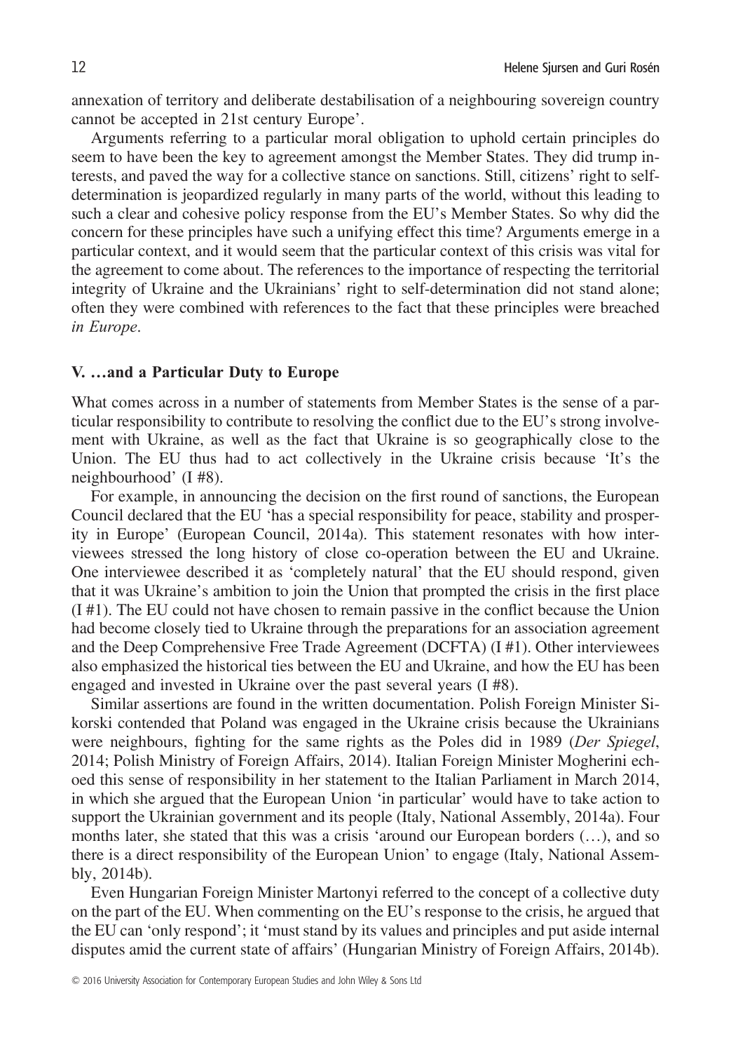annexation of territory and deliberate destabilisation of a neighbouring sovereign country cannot be accepted in 21st century Europe'.

Arguments referring to a particular moral obligation to uphold certain principles do seem to have been the key to agreement amongst the Member States. They did trump interests, and paved the way for a collective stance on sanctions. Still, citizens' right to self-determination is jeopardized regularly in many parts of the world, without this leading to such a clear and cohesive policy response from the EU's Member States. So why did the concern for these principles have such a unifying effect this time? Arguments emerge in a particular context, and it would seem that the particular context of this crisis was vital for the agreement to come about. The references to the importance of respecting the territorial integrity of Ukraine and the Ukrainians' right to self-determination did not stand alone; often they were combined with references to the fact that these principles were breached *in Europe*.

## V. …and a Particular Duty to Europe

What comes across in a number of statements from Member States is the sense of a particular responsibility to contribute to resolving the conflict due to the EU's strong involvement with Ukraine, as well as the fact that Ukraine is so geographically close to the Union. The EU thus had to act collectively in the Ukraine crisis because 'It's the neighbourhood' (I #8).

For example, in announcing the decision on the first round of sanctions, the European Council declared that the EU 'has a special responsibility for peace, stability and prosperity in Europe' (European Council, 2014a). This statement resonates with how interviewees stressed the long history of close co-operation between the EU and Ukraine. One interviewee described it as 'completely natural' that the EU should respond, given that it was Ukraine's ambition to join the Union that prompted the crisis in the first place (I #1). The EU could not have chosen to remain passive in the conflict because the Union had become closely tied to Ukraine through the preparations for an association agreement and the Deep Comprehensive Free Trade Agreement (DCFTA) (I #1). Other interviewees also emphasized the historical ties between the EU and Ukraine, and how the EU has been engaged and invested in Ukraine over the past several years (I #8).

Similar assertions are found in the written documentation. Polish Foreign Minister Sikorski contended that Poland was engaged in the Ukraine crisis because the Ukrainians were neighbours, fighting for the same rights as the Poles did in 1989 (*Der Spiegel*, 2014; Polish Ministry of Foreign Affairs, 2014). Italian Foreign Minister Mogherini echoed this sense of responsibility in her statement to the Italian Parliament in March 2014, in which she argued that the European Union 'in particular' would have to take action to support the Ukrainian government and its people (Italy, National Assembly, 2014a). Four months later, she stated that this was a crisis 'around our European borders (…), and so there is a direct responsibility of the European Union' to engage (Italy, National Assembly, 2014b).

Even Hungarian Foreign Minister Martonyi referred to the concept of a collective duty on the part of the EU. When commenting on the EU's response to the crisis, he argued that the EU can 'only respond'; it 'must stand by its values and principles and put aside internal disputes amid the current state of affairs' (Hungarian Ministry of Foreign Affairs, 2014b).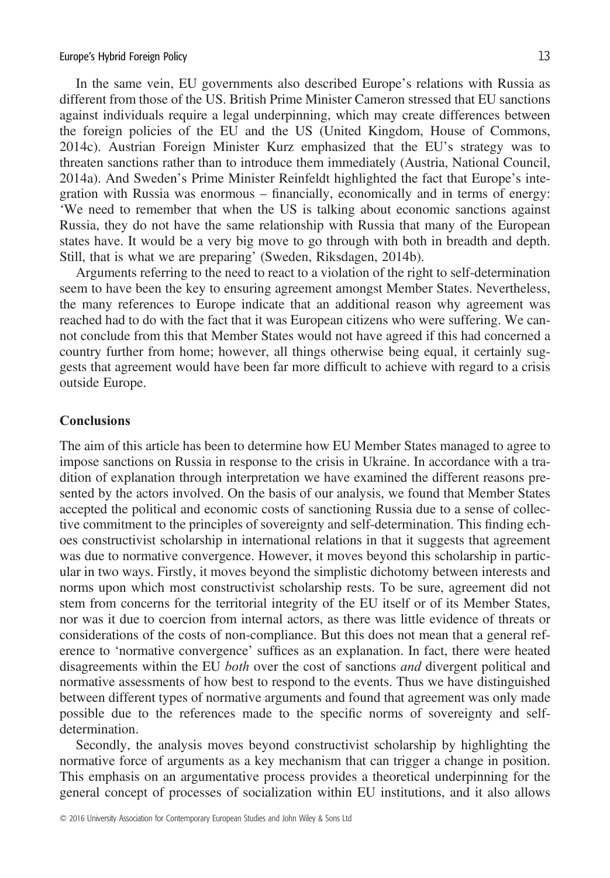In the same vein, EU governments also described Europe's relations with Russia as different from those of the US. British Prime Minister Cameron stressed that EU sanctions against individuals require a legal underpinning, which may create differences between the foreign policies of the EU and the US (United Kingdom, House of Commons, 2014c). Austrian Foreign Minister Kurz emphasized that the EU's strategy was to threaten sanctions rather than to introduce them immediately (Austria, National Council, 2014a). And Sweden's Prime Minister Reinfeldt highlighted the fact that Europe's integration with Russia was enormous – financially, economically and in terms of energy: 'We need to remember that when the US is talking about economic sanctions against Russia, they do not have the same relationship with Russia that many of the European states have. It would be a very big move to go through with both in breadth and depth. Still, that is what we are preparing' (Sweden, Riksdagen, 2014b).

Arguments referring to the need to react to a violation of the right to self-determination seem to have been the key to ensuring agreement amongst Member States. Nevertheless, the many references to Europe indicate that an additional reason why agreement was reached had to do with the fact that it was European citizens who were suffering. We cannot conclude from this that Member States would not have agreed if this had concerned a country further from home; however, all things otherwise being equal, it certainly suggests that agreement would have been far more difficult to achieve with regard to a crisis outside Europe.

## Conclusions

The aim of this article has been to determine how EU Member States managed to agree to impose sanctions on Russia in response to the crisis in Ukraine. In accordance with a tradition of explanation through interpretation we have examined the different reasons presented by the actors involved. On the basis of our analysis, we found that Member States accepted the political and economic costs of sanctioning Russia due to a sense of collective commitment to the principles of sovereignty and self-determination. This finding echoes constructivist scholarship in international relations in that it suggests that agreement was due to normative convergence. However, it moves beyond this scholarship in particular in two ways. Firstly, it moves beyond the simplistic dichotomy between interests and norms upon which most constructivist scholarship rests. To be sure, agreement did not stem from concerns for the territorial integrity of the EU itself or of its Member States, nor was it due to coercion from internal actors, as there was little evidence of threats or considerations of the costs of non-compliance. But this does not mean that a general reference to 'normative convergence' suffices as an explanation. In fact, there were heated disagreements within the EU *both* over the cost of sanctions *and* divergent political and normative assessments of how best to respond to the events. Thus we have distinguished between different types of normative arguments and found that agreement was only made possible due to the references made to the specific norms of sovereignty and self-determination.

Secondly, the analysis moves beyond constructivist scholarship by highlighting the normative force of arguments as a key mechanism that can trigger a change in position. This emphasis on an argumentative process provides a theoretical underpinning for the general concept of processes of socialization within EU institutions, and it also allows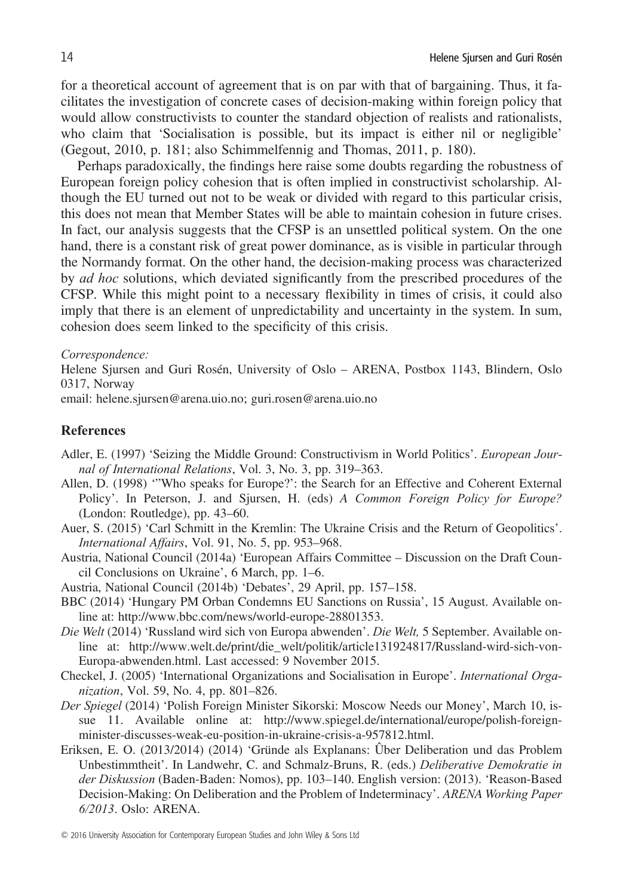for a theoretical account of agreement that is on par with that of bargaining. Thus, it facilitates the investigation of concrete cases of decision-making within foreign policy that would allow constructivists to counter the standard objection of realists and rationalists, who claim that 'Socialisation is possible, but its impact is either nil or negligible' (Gegout, 2010, p. 181; also Schimmelfennig and Thomas, 2011, p. 180).

Perhaps paradoxically, the findings here raise some doubts regarding the robustness of European foreign policy cohesion that is often implied in constructivist scholarship. Although the EU turned out not to be weak or divided with regard to this particular crisis, this does not mean that Member States will be able to maintain cohesion in future crises. In fact, our analysis suggests that the CFSP is an unsettled political system. On the one hand, there is a constant risk of great power dominance, as is visible in particular through the Normandy format. On the other hand, the decision-making process was characterized by *ad hoc* solutions, which deviated significantly from the prescribed procedures of the CFSP. While this might point to a necessary flexibility in times of crisis, it could also imply that there is an element of unpredictability and uncertainty in the system. In sum, cohesion does seem linked to the specificity of this crisis.

*Correspondence:*
Helene Sjursen and Guri Rosén, University of Oslo – ARENA, Postbox 1143, Blindern, Oslo 0317, Norway
email: helene.sjursen@arena.uio.no; guri.rosen@arena.uio.no

## References

Adler, E. (1997) 'Seizing the Middle Ground: Constructivism in World Politics'. *European Journal of International Relations*, Vol. 3, No. 3, pp. 319–363.

Allen, D. (1998) '"Who speaks for Europe?': the Search for an Effective and Coherent External Policy'. In Peterson, J. and Sjursen, H. (eds) *A Common Foreign Policy for Europe?* (London: Routledge), pp. 43–60.

Auer, S. (2015) 'Carl Schmitt in the Kremlin: The Ukraine Crisis and the Return of Geopolitics'. *International Affairs*, Vol. 91, No. 5, pp. 953–968.

Austria, National Council (2014a) 'European Affairs Committee – Discussion on the Draft Council Conclusions on Ukraine', 6 March, pp. 1–6.

Austria, National Council (2014b) 'Debates', 29 April, pp. 157–158.

BBC (2014) 'Hungary PM Orban Condemns EU Sanctions on Russia', 15 August. Available online at: http://www.bbc.com/news/world-europe-28801353.

*Die Welt* (2014) 'Russland wird sich von Europa abwenden'. *Die Welt,* 5 September. Available online at: http://www.welt.de/print/die_welt/politik/article131924817/Russland-wird-sich-von-Europa-abwenden.html. Last accessed: 9 November 2015.

Checkel, J. (2005) 'International Organizations and Socialisation in Europe'. *International Organization*, Vol. 59, No. 4, pp. 801–826.

*Der Spiegel* (2014) 'Polish Foreign Minister Sikorski: Moscow Needs our Money', March 10, issue 11. Available online at: http://www.spiegel.de/international/europe/polish-foreign-minister-discusses-weak-eu-position-in-ukraine-crisis-a-957812.html.

Eriksen, E. O. (2013/2014) (2014) 'Gründe als Explanans: Ȗber Deliberation und das Problem Unbestimmtheit'. In Landwehr, C. and Schmalz-Bruns, R. (eds.) *Deliberative Demokratie in der Diskussion* (Baden-Baden: Nomos), pp. 103–140. English version: (2013). 'Reason-Based Decision-Making: On Deliberation and the Problem of Indeterminacy'. *ARENA Working Paper 6/2013*. Oslo: ARENA.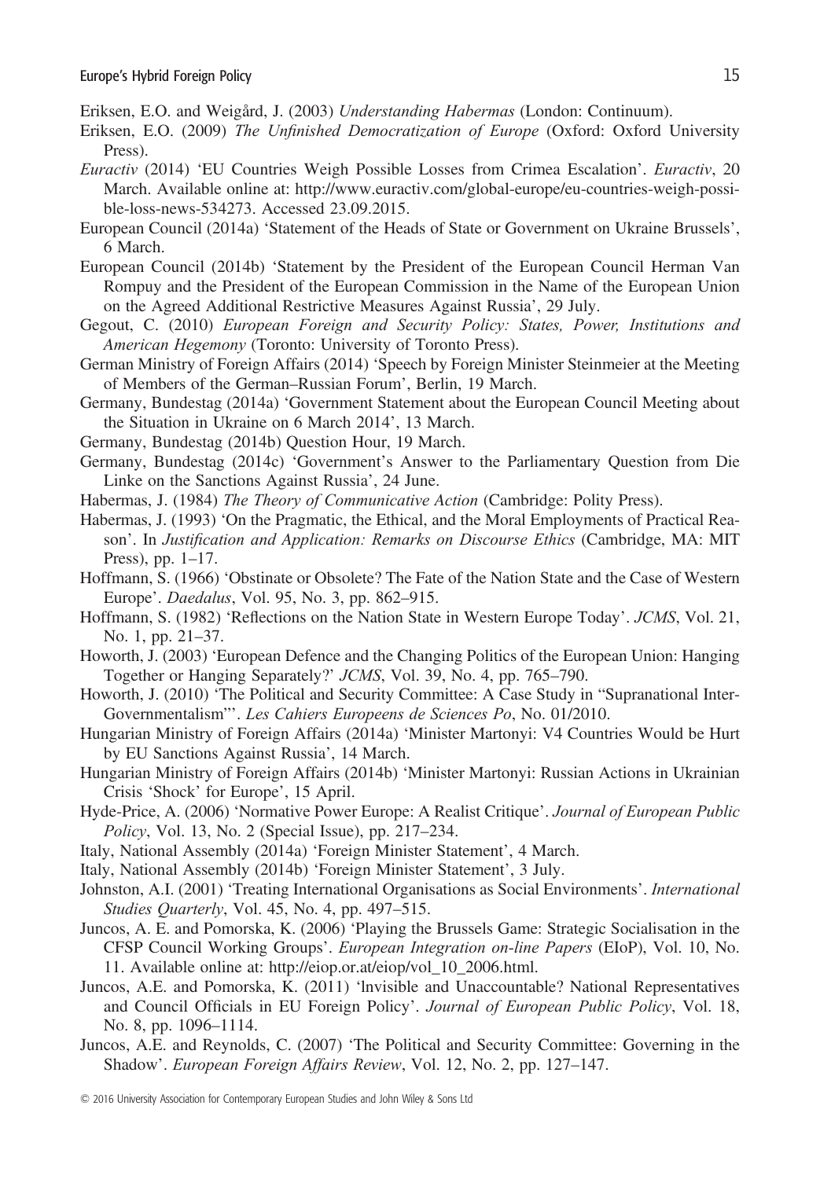Eriksen, E.O. and Weigård, J. (2003) *Understanding Habermas* (London: Continuum).

Eriksen, E.O. (2009) *The Unfinished Democratization of Europe* (Oxford: Oxford University Press).

*Euractiv* (2014) 'EU Countries Weigh Possible Losses from Crimea Escalation'. *Euractiv*, 20 March. Available online at: http://www.euractiv.com/global-europe/eu-countries-weigh-possible-loss-news-534273. Accessed 23.09.2015.

European Council (2014a) 'Statement of the Heads of State or Government on Ukraine Brussels', 6 March.

European Council (2014b) 'Statement by the President of the European Council Herman Van Rompuy and the President of the European Commission in the Name of the European Union on the Agreed Additional Restrictive Measures Against Russia', 29 July.

Gegout, C. (2010) *European Foreign and Security Policy: States, Power, Institutions and American Hegemony* (Toronto: University of Toronto Press).

German Ministry of Foreign Affairs (2014) 'Speech by Foreign Minister Steinmeier at the Meeting of Members of the German–Russian Forum', Berlin, 19 March.

Germany, Bundestag (2014a) 'Government Statement about the European Council Meeting about the Situation in Ukraine on 6 March 2014', 13 March.

Germany, Bundestag (2014b) Question Hour, 19 March.

Germany, Bundestag (2014c) 'Government's Answer to the Parliamentary Question from Die Linke on the Sanctions Against Russia', 24 June.

Habermas, J. (1984) *The Theory of Communicative Action* (Cambridge: Polity Press).

Habermas, J. (1993) 'On the Pragmatic, the Ethical, and the Moral Employments of Practical Reason'. In *Justification and Application: Remarks on Discourse Ethics* (Cambridge, MA: MIT Press), pp. 1–17.

Hoffmann, S. (1966) 'Obstinate or Obsolete? The Fate of the Nation State and the Case of Western Europe'. *Daedalus*, Vol. 95, No. 3, pp. 862–915.

Hoffmann, S. (1982) 'Reflections on the Nation State in Western Europe Today'. *JCMS*, Vol. 21, No. 1, pp. 21–37.

Howorth, J. (2003) 'European Defence and the Changing Politics of the European Union: Hanging Together or Hanging Separately?' *JCMS*, Vol. 39, No. 4, pp. 765–790.

Howorth, J. (2010) 'The Political and Security Committee: A Case Study in "Supranational Inter-Governmentalism"'. *Les Cahiers Europeens de Sciences Po*, No. 01/2010.

Hungarian Ministry of Foreign Affairs (2014a) 'Minister Martonyi: V4 Countries Would be Hurt by EU Sanctions Against Russia', 14 March.

Hungarian Ministry of Foreign Affairs (2014b) 'Minister Martonyi: Russian Actions in Ukrainian Crisis 'Shock' for Europe', 15 April.

Hyde-Price, A. (2006) 'Normative Power Europe: A Realist Critique'. *Journal of European Public Policy*, Vol. 13, No. 2 (Special Issue), pp. 217–234.

Italy, National Assembly (2014a) 'Foreign Minister Statement', 4 March.

Italy, National Assembly (2014b) 'Foreign Minister Statement', 3 July.

Johnston, A.I. (2001) 'Treating International Organisations as Social Environments'. *International Studies Quarterly*, Vol. 45, No. 4, pp. 497–515.

Juncos, A. E. and Pomorska, K. (2006) 'Playing the Brussels Game: Strategic Socialisation in the CFSP Council Working Groups'. *European Integration on-line Papers* (EIoP), Vol. 10, No. 11. Available online at: http://eiop.or.at/eiop/vol_10_2006.html.

Juncos, A.E. and Pomorska, K. (2011) 'lnvisible and Unaccountable? National Representatives and Council Officials in EU Foreign Policy'. *Journal of European Public Policy*, Vol. 18, No. 8, pp. 1096–1114.

Juncos, A.E. and Reynolds, C. (2007) 'The Political and Security Committee: Governing in the Shadow'. *European Foreign Affairs Review*, Vol. 12, No. 2, pp. 127–147.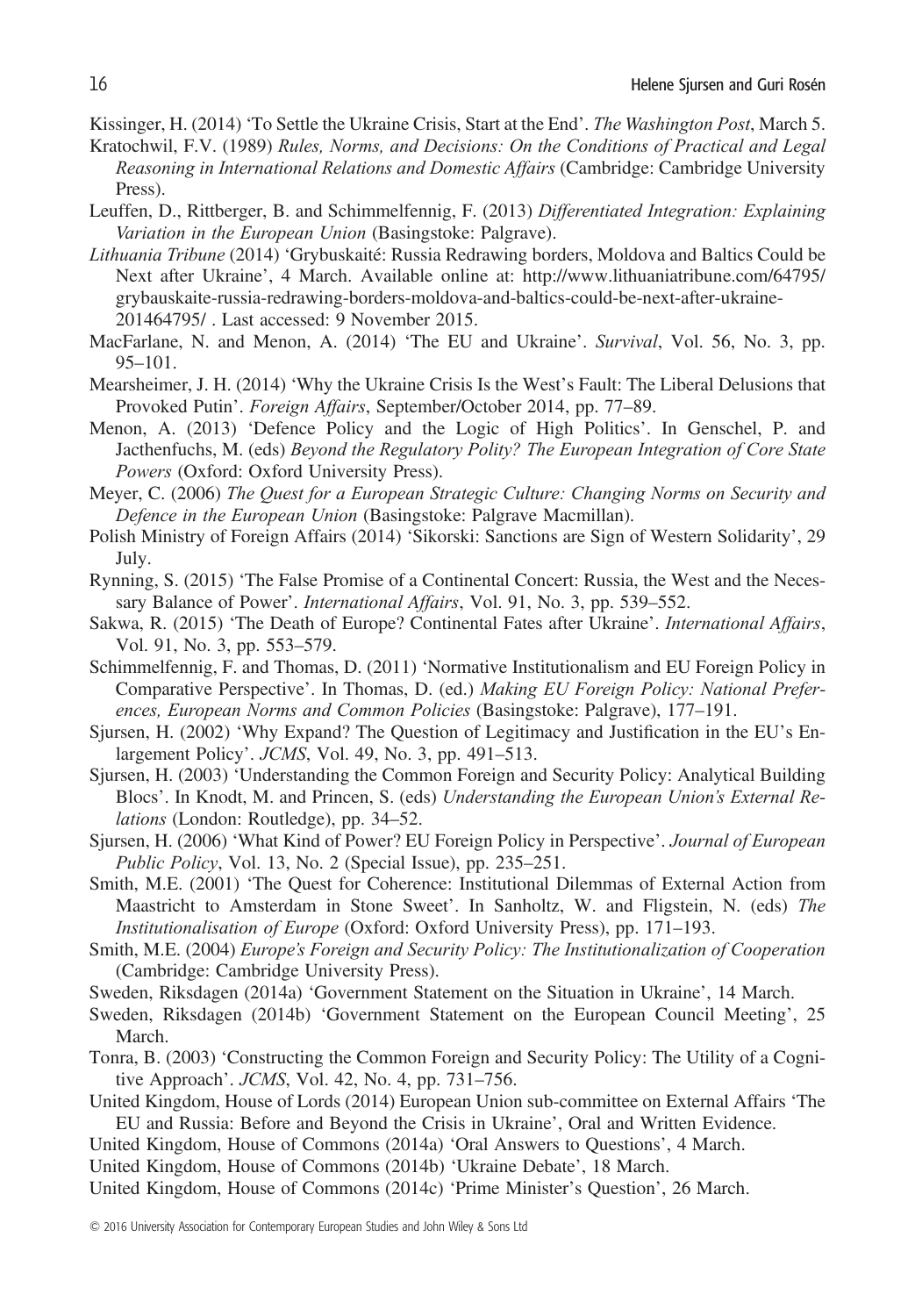Kissinger, H. (2014) 'To Settle the Ukraine Crisis, Start at the End'. *The Washington Post*, March 5.

Kratochwil, F.V. (1989) *Rules, Norms, and Decisions: On the Conditions of Practical and Legal Reasoning in International Relations and Domestic Affairs* (Cambridge: Cambridge University Press).

Leuffen, D., Rittberger, B. and Schimmelfennig, F. (2013) *Differentiated Integration: Explaining Variation in the European Union* (Basingstoke: Palgrave).

*Lithuania Tribune* (2014) 'Grybuskaité: Russia Redrawing borders, Moldova and Baltics Could be Next after Ukraine', 4 March. Available online at: http://www.lithuaniatribune.com/64795/grybauskaite-russia-redrawing-borders-moldova-and-baltics-could-be-next-after-ukraine-201464795/ . Last accessed: 9 November 2015.

MacFarlane, N. and Menon, A. (2014) 'The EU and Ukraine'. *Survival*, Vol. 56, No. 3, pp. 95–101.

Mearsheimer, J. H. (2014) 'Why the Ukraine Crisis Is the West's Fault: The Liberal Delusions that Provoked Putin'. *Foreign Affairs*, September/October 2014, pp. 77–89.

Menon, A. (2013) 'Defence Policy and the Logic of High Politics'. In Genschel, P. and Jacthenfuchs, M. (eds) *Beyond the Regulatory Polity? The European Integration of Core State Powers* (Oxford: Oxford University Press).

Meyer, C. (2006) *The Quest for a European Strategic Culture: Changing Norms on Security and Defence in the European Union* (Basingstoke: Palgrave Macmillan).

Polish Ministry of Foreign Affairs (2014) 'Sikorski: Sanctions are Sign of Western Solidarity', 29 July.

Rynning, S. (2015) 'The False Promise of a Continental Concert: Russia, the West and the Necessary Balance of Power'. *International Affairs*, Vol. 91, No. 3, pp. 539–552.

Sakwa, R. (2015) 'The Death of Europe? Continental Fates after Ukraine'. *International Affairs*, Vol. 91, No. 3, pp. 553–579.

Schimmelfennig, F. and Thomas, D. (2011) 'Normative Institutionalism and EU Foreign Policy in Comparative Perspective'. In Thomas, D. (ed.) *Making EU Foreign Policy: National Preferences, European Norms and Common Policies* (Basingstoke: Palgrave), 177–191.

Sjursen, H. (2002) 'Why Expand? The Question of Legitimacy and Justification in the EU's Enlargement Policy'. *JCMS*, Vol. 49, No. 3, pp. 491–513.

Sjursen, H. (2003) 'Understanding the Common Foreign and Security Policy: Analytical Building Blocs'. In Knodt, M. and Princen, S. (eds) *Understanding the European Union's External Relations* (London: Routledge), pp. 34–52.

Sjursen, H. (2006) 'What Kind of Power? EU Foreign Policy in Perspective'. *Journal of European Public Policy*, Vol. 13, No. 2 (Special Issue), pp. 235–251.

Smith, M.E. (2001) 'The Quest for Coherence: Institutional Dilemmas of External Action from Maastricht to Amsterdam in Stone Sweet'. In Sanholtz, W. and Fligstein, N. (eds) *The Institutionalisation of Europe* (Oxford: Oxford University Press), pp. 171–193.

Smith, M.E. (2004) *Europe's Foreign and Security Policy: The Institutionalization of Cooperation* (Cambridge: Cambridge University Press).

Sweden, Riksdagen (2014a) 'Government Statement on the Situation in Ukraine', 14 March.

Sweden, Riksdagen (2014b) 'Government Statement on the European Council Meeting', 25 March.

Tonra, B. (2003) 'Constructing the Common Foreign and Security Policy: The Utility of a Cognitive Approach'. *JCMS*, Vol. 42, No. 4, pp. 731–756.

United Kingdom, House of Lords (2014) European Union sub-committee on External Affairs 'The EU and Russia: Before and Beyond the Crisis in Ukraine', Oral and Written Evidence.

United Kingdom, House of Commons (2014a) 'Oral Answers to Questions', 4 March.

United Kingdom, House of Commons (2014b) 'Ukraine Debate', 18 March.

United Kingdom, House of Commons (2014c) 'Prime Minister's Question', 26 March.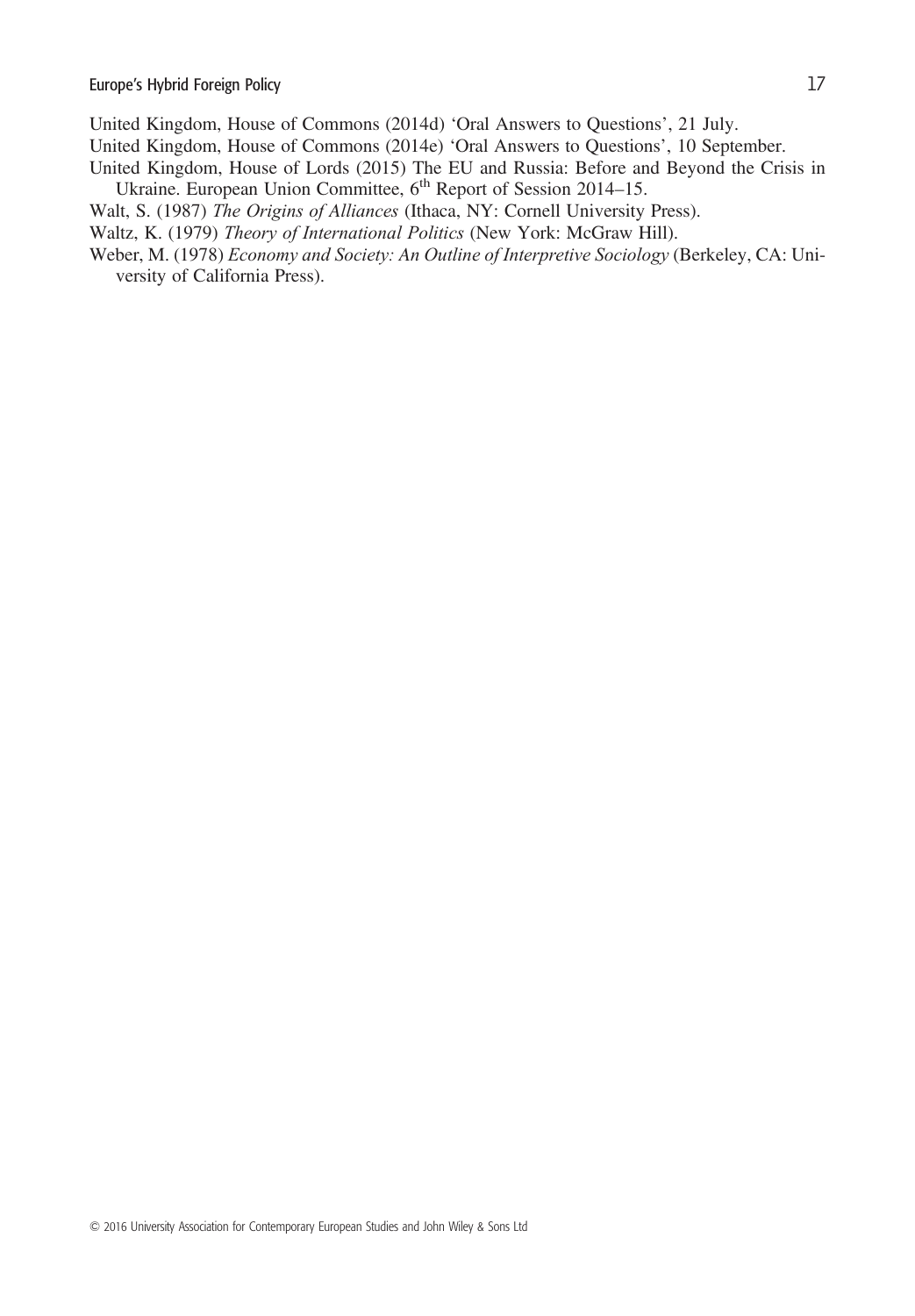United Kingdom, House of Commons (2014d) 'Oral Answers to Questions', 21 July.

United Kingdom, House of Commons (2014e) 'Oral Answers to Questions', 10 September.

United Kingdom, House of Lords (2015) The EU and Russia: Before and Beyond the Crisis in Ukraine. European Union Committee, 6th Report of Session 2014–15.

Walt, S. (1987) *The Origins of Alliances* (Ithaca, NY: Cornell University Press).

Waltz, K. (1979) *Theory of International Politics* (New York: McGraw Hill).

Weber, M. (1978) *Economy and Society: An Outline of Interpretive Sociology* (Berkeley, CA: University of California Press).